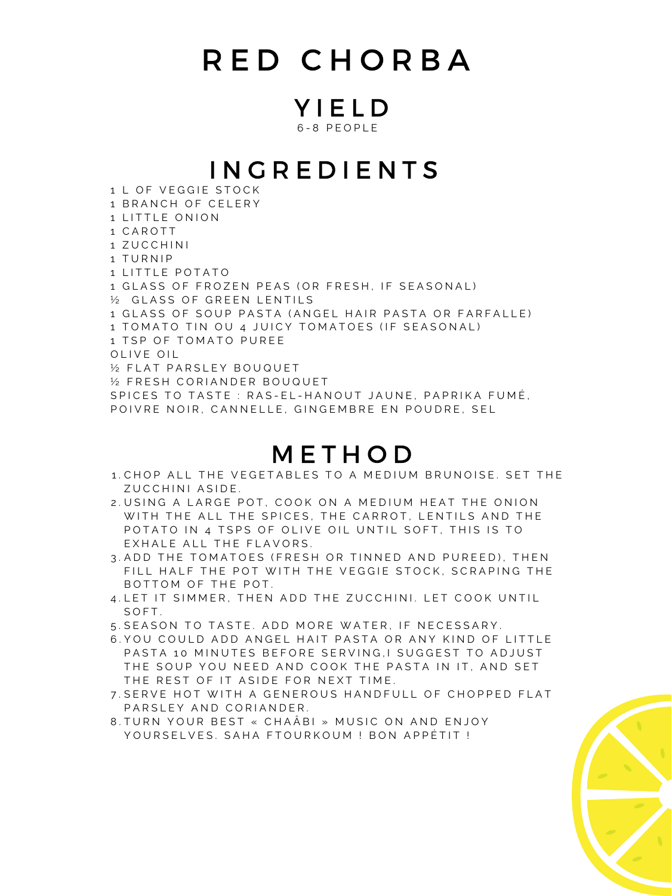# RED CHORBA

## YIELD

6-8 PEOPLE

## INGREDIENTS

1 L OF VEGGIE STOCK
1 BRANCH OF CELERY
1 LITTLE ONION
1 CAROTT
1 ZUCCHINI
1 TURNIP
1 LITTLE POTATO
1 GLASS OF FROZEN PEAS (OR FRESH, IF SEASONAL)
½ GLASS OF GREEN LENTILS
1 GLASS OF SOUP PASTA (ANGEL HAIR PASTA OR FARFALLE)
1 TOMATO TIN OU 4 JUICY TOMATOES (IF SEASONAL)
1 TSP OF TOMATO PUREE
OLIVE OIL
½ FLAT PARSLEY BOUQUET
½ FRESH CORIANDER BOUQUET
SPICES TO TASTE : RAS-EL-HANOUT JAUNE, PAPRIKA FUMÉ, POIVRE NOIR, CANNELLE, GINGEMBRE EN POUDRE, SEL

## METHOD

1. CHOP ALL THE VEGETABLES TO A MEDIUM BRUNOISE. SET THE ZUCCHINI ASIDE.
2. USING A LARGE POT, COOK ON A MEDIUM HEAT THE ONION WITH THE ALL THE SPICES, THE CARROT, LENTILS AND THE POTATO IN 4 TSPS OF OLIVE OIL UNTIL SOFT, THIS IS TO EXHALE ALL THE FLAVORS.
3. ADD THE TOMATOES (FRESH OR TINNED AND PUREED), THEN FILL HALF THE POT WITH THE VEGGIE STOCK, SCRAPING THE BOTTOM OF THE POT.
4. LET IT SIMMER, THEN ADD THE ZUCCHINI. LET COOK UNTIL SOFT.
5. SEASON TO TASTE. ADD MORE WATER, IF NECESSARY.
6. YOU COULD ADD ANGEL HAIT PASTA OR ANY KIND OF LITTLE PASTA 10 MINUTES BEFORE SERVING,I SUGGEST TO ADJUST THE SOUP YOU NEED AND COOK THE PASTA IN IT, AND SET THE REST OF IT ASIDE FOR NEXT TIME.
7. SERVE HOT WITH A GENEROUS HANDFULL OF CHOPPED FLAT PARSLEY AND CORIANDER.
8. TURN YOUR BEST « CHAÂBI » MUSIC ON AND ENJOY YOURSELVES. SAHA FTOURKOUM ! BON APPÉTIT !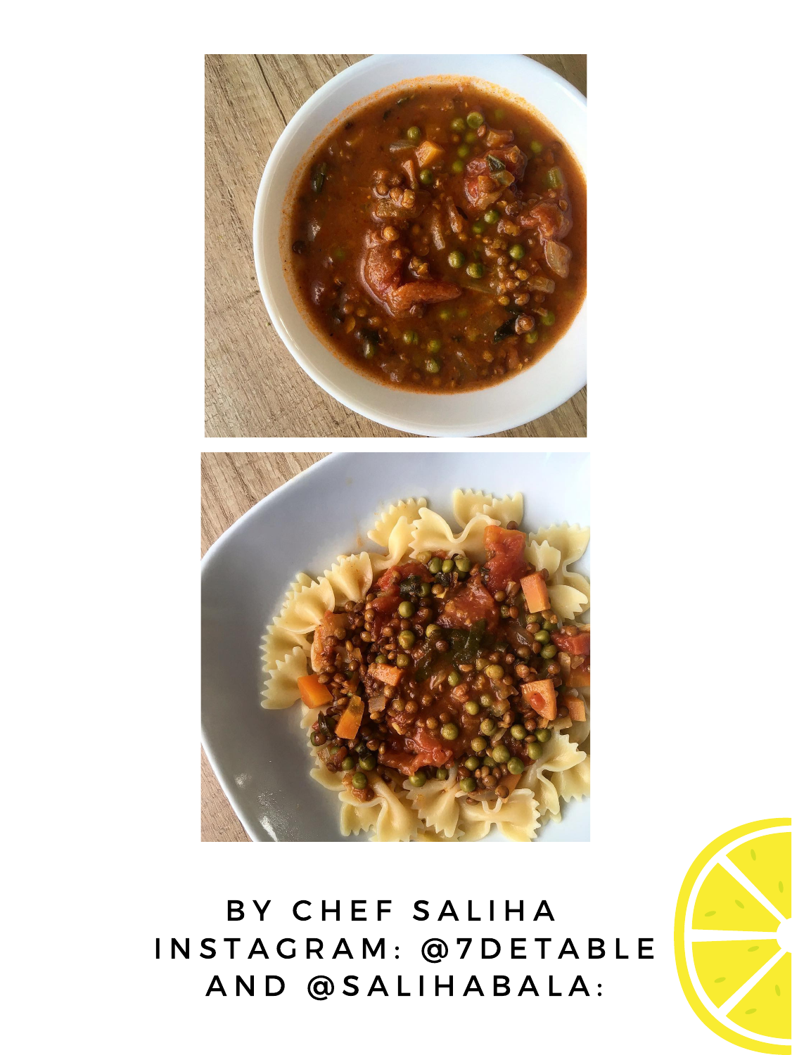BY CHEF SALIHA
INSTAGRAM: @7DETABLE
AND @SALIHABALA: